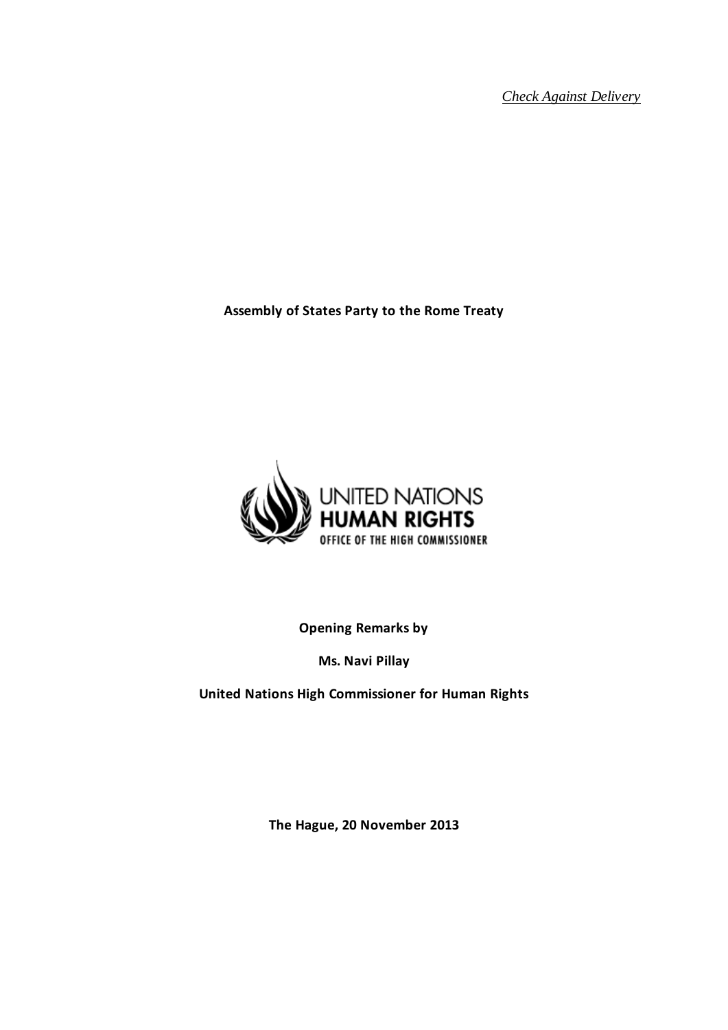*Check Against Delivery*

**Assembly of States Party to the Rome Treaty**

UNITED NATIONS
HUMAN RIGHTS
OFFICE OF THE HIGH COMMISSIONER

**Opening Remarks by**

**Ms. Navi Pillay**

**United Nations High Commissioner for Human Rights**

**The Hague, 20 November 2013**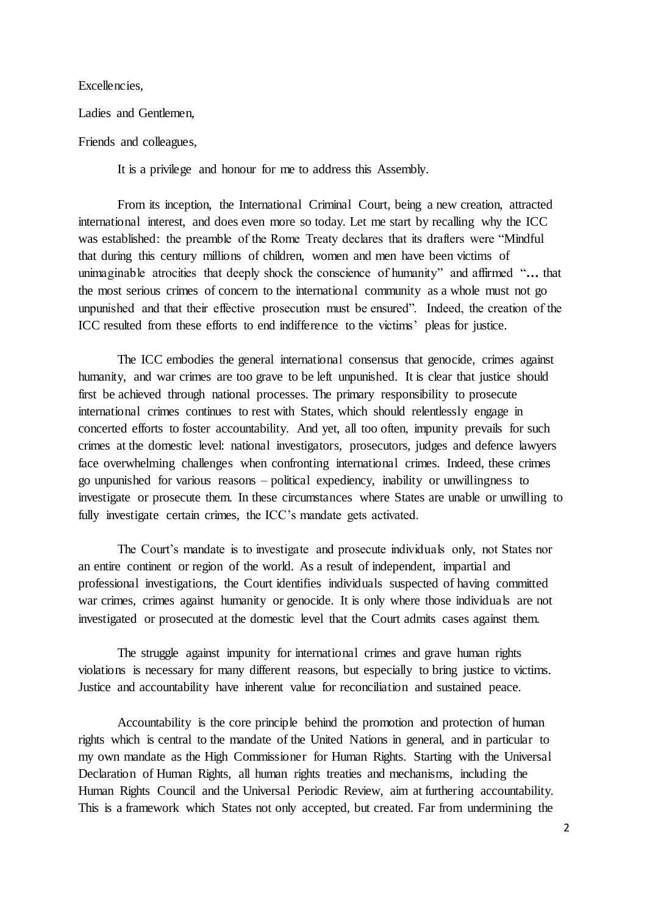Excellencies,

Ladies and Gentlemen,

Friends and colleagues,

It is a privilege and honour for me to address this Assembly.

From its inception, the International Criminal Court, being a new creation, attracted international interest, and does even more so today. Let me start by recalling why the ICC was established: the preamble of the Rome Treaty declares that its drafters were "Mindful that during this century millions of children, women and men have been victims of unimaginable atrocities that deeply shock the conscience of humanity" and affirmed "**…** that the most serious crimes of concern to the international community as a whole must not go unpunished and that their effective prosecution must be ensured". Indeed, the creation of the ICC resulted from these efforts to end indifference to the victims' pleas for justice.

The ICC embodies the general international consensus that genocide, crimes against humanity, and war crimes are too grave to be left unpunished. It is clear that justice should first be achieved through national processes. The primary responsibility to prosecute international crimes continues to rest with States, which should relentlessly engage in concerted efforts to foster accountability. And yet, all too often, impunity prevails for such crimes at the domestic level: national investigators, prosecutors, judges and defence lawyers face overwhelming challenges when confronting international crimes. Indeed, these crimes go unpunished for various reasons – political expediency, inability or unwillingness to investigate or prosecute them. In these circumstances where States are unable or unwilling to fully investigate certain crimes, the ICC's mandate gets activated.

The Court's mandate is to investigate and prosecute individuals only, not States nor an entire continent or region of the world. As a result of independent, impartial and professional investigations, the Court identifies individuals suspected of having committed war crimes, crimes against humanity or genocide. It is only where those individuals are not investigated or prosecuted at the domestic level that the Court admits cases against them.

The struggle against impunity for international crimes and grave human rights violations is necessary for many different reasons, but especially to bring justice to victims. Justice and accountability have inherent value for reconciliation and sustained peace.

Accountability is the core principle behind the promotion and protection of human rights which is central to the mandate of the United Nations in general, and in particular to my own mandate as the High Commissioner for Human Rights. Starting with the Universal Declaration of Human Rights, all human rights treaties and mechanisms, including the Human Rights Council and the Universal Periodic Review, aim at furthering accountability. This is a framework which States not only accepted, but created. Far from undermining the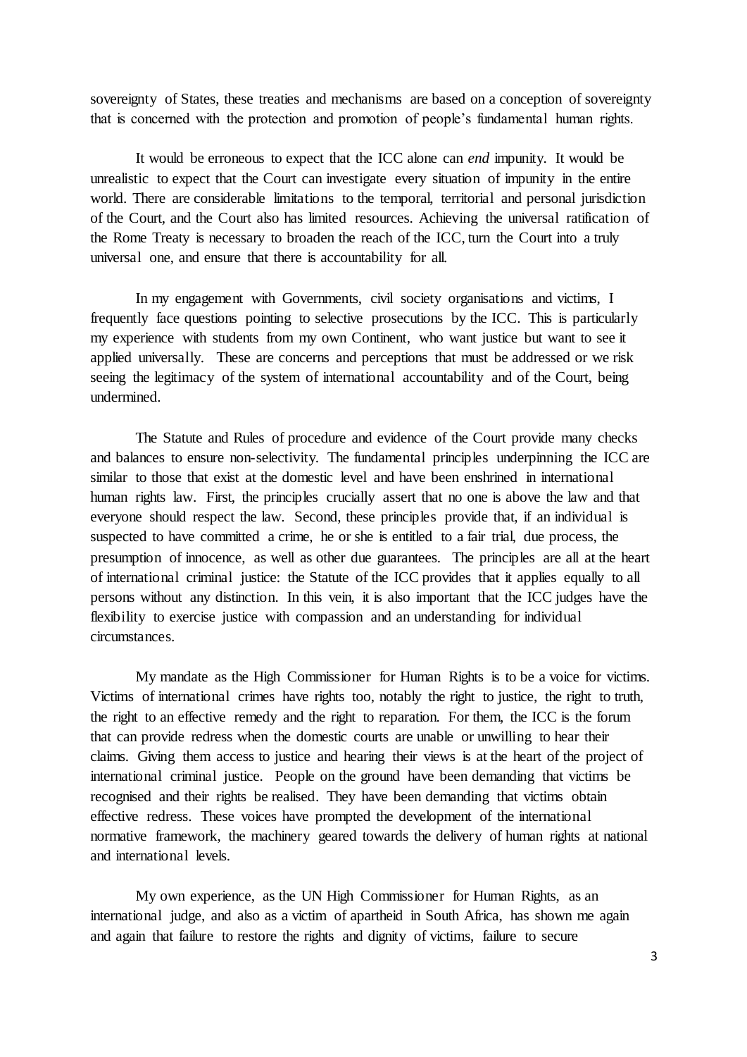sovereignty of States, these treaties and mechanisms are based on a conception of sovereignty that is concerned with the protection and promotion of people's fundamental human rights.

It would be erroneous to expect that the ICC alone can *end* impunity. It would be unrealistic to expect that the Court can investigate every situation of impunity in the entire world. There are considerable limitations to the temporal, territorial and personal jurisdiction of the Court, and the Court also has limited resources. Achieving the universal ratification of the Rome Treaty is necessary to broaden the reach of the ICC, turn the Court into a truly universal one, and ensure that there is accountability for all.

In my engagement with Governments, civil society organisations and victims, I frequently face questions pointing to selective prosecutions by the ICC. This is particularly my experience with students from my own Continent, who want justice but want to see it applied universally. These are concerns and perceptions that must be addressed or we risk seeing the legitimacy of the system of international accountability and of the Court, being undermined.

The Statute and Rules of procedure and evidence of the Court provide many checks and balances to ensure non-selectivity. The fundamental principles underpinning the ICC are similar to those that exist at the domestic level and have been enshrined in international human rights law. First, the principles crucially assert that no one is above the law and that everyone should respect the law. Second, these principles provide that, if an individual is suspected to have committed a crime, he or she is entitled to a fair trial, due process, the presumption of innocence, as well as other due guarantees. The principles are all at the heart of international criminal justice: the Statute of the ICC provides that it applies equally to all persons without any distinction. In this vein, it is also important that the ICC judges have the flexibility to exercise justice with compassion and an understanding for individual circumstances.

My mandate as the High Commissioner for Human Rights is to be a voice for victims. Victims of international crimes have rights too, notably the right to justice, the right to truth, the right to an effective remedy and the right to reparation. For them, the ICC is the forum that can provide redress when the domestic courts are unable or unwilling to hear their claims. Giving them access to justice and hearing their views is at the heart of the project of international criminal justice. People on the ground have been demanding that victims be recognised and their rights be realised. They have been demanding that victims obtain effective redress. These voices have prompted the development of the international normative framework, the machinery geared towards the delivery of human rights at national and international levels.

My own experience, as the UN High Commissioner for Human Rights, as an international judge, and also as a victim of apartheid in South Africa, has shown me again and again that failure to restore the rights and dignity of victims, failure to secure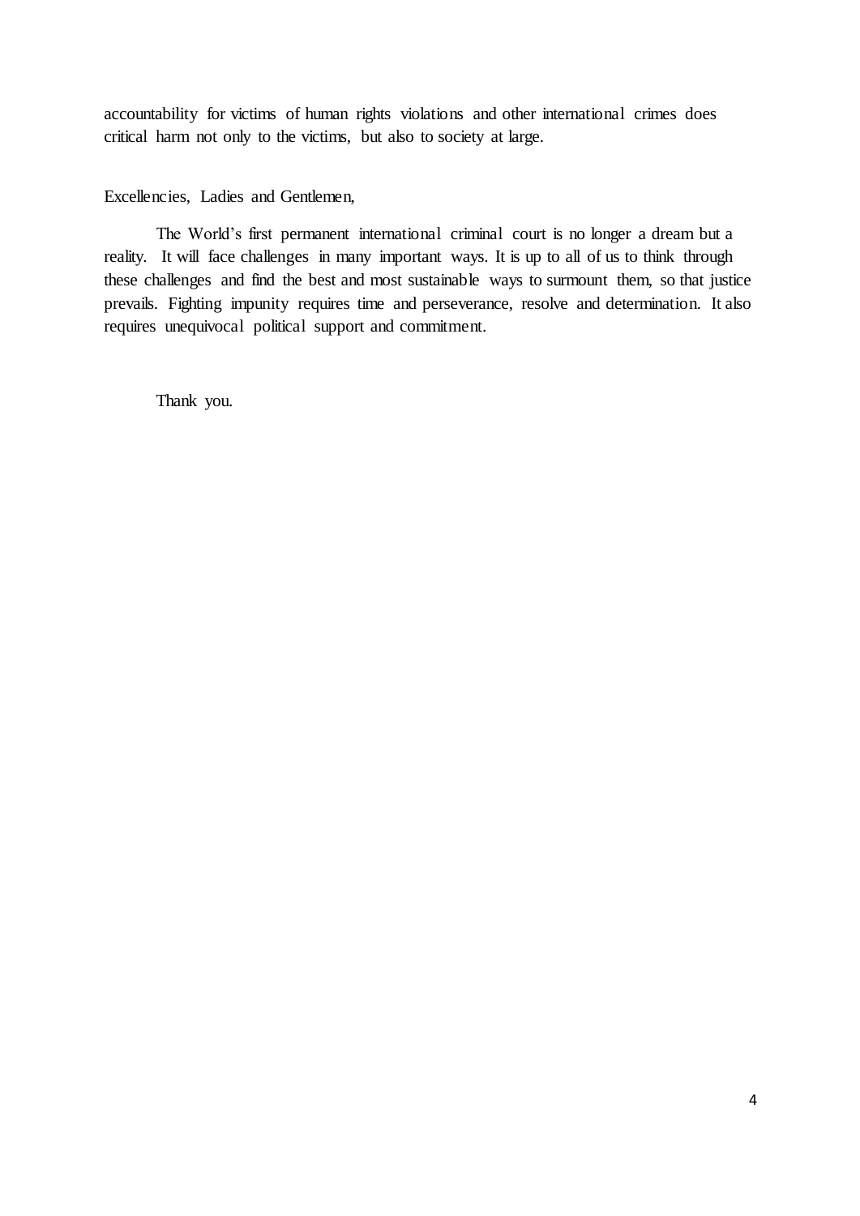accountability for victims of human rights violations and other international crimes does critical harm not only to the victims, but also to society at large.

Excellencies, Ladies and Gentlemen,

The World's first permanent international criminal court is no longer a dream but a reality. It will face challenges in many important ways. It is up to all of us to think through these challenges and find the best and most sustainable ways to surmount them, so that justice prevails. Fighting impunity requires time and perseverance, resolve and determination. It also requires unequivocal political support and commitment.

Thank you.